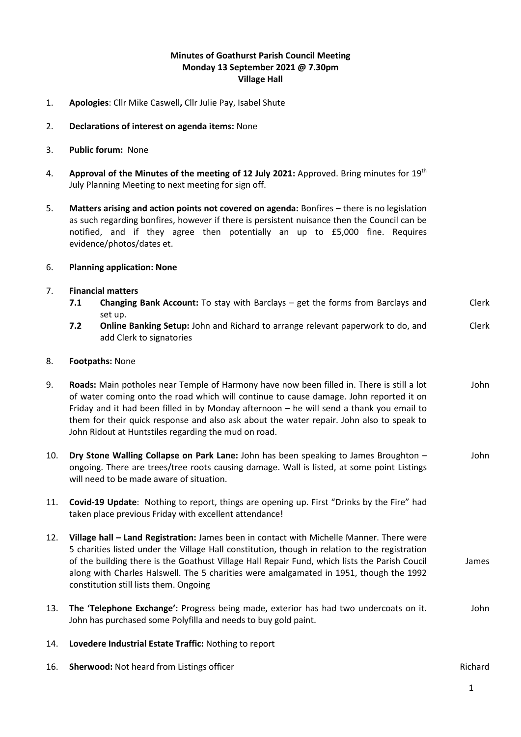**Minutes of Goathurst Parish Council Meeting**
**Monday 13 September 2021 @ 7.30pm**
**Village Hall**

1. **Apologies**: Cllr Mike Caswell**,** Cllr Julie Pay, Isabel Shute

2. **Declarations of interest on agenda items:** None

3. **Public forum:** None

4. **Approval of the Minutes of the meeting of 12 July 2021:** Approved. Bring minutes for 19th July Planning Meeting to next meeting for sign off.

5. **Matters arising and action points not covered on agenda:** Bonfires – there is no legislation as such regarding bonfires, however if there is persistent nuisance then the Council can be notified, and if they agree then potentially an up to £5,000 fine. Requires evidence/photos/dates et.

6. **Planning application: None**

7. **Financial matters**
   - **7.1 Changing Bank Account:** To stay with Barclays – get the forms from Barclays and set up. — Clerk
   - **7.2 Online Banking Setup:** John and Richard to arrange relevant paperwork to do, and add Clerk to signatories — Clerk

8. **Footpaths:** None

9. **Roads:** Main potholes near Temple of Harmony have now been filled in. There is still a lot of water coming onto the road which will continue to cause damage. John reported it on Friday and it had been filled in by Monday afternoon – he will send a thank you email to them for their quick response and also ask about the water repair. John also to speak to John Ridout at Huntstiles regarding the mud on road. — John

10. **Dry Stone Walling Collapse on Park Lane:** John has been speaking to James Broughton – ongoing. There are trees/tree roots causing damage. Wall is listed, at some point Listings will need to be made aware of situation. — John

11. **Covid-19 Update**: Nothing to report, things are opening up. First "Drinks by the Fire" had taken place previous Friday with excellent attendance!

12. **Village hall – Land Registration:** James been in contact with Michelle Manner. There were 5 charities listed under the Village Hall constitution, though in relation to the registration of the building there is the Goathust Village Hall Repair Fund, which lists the Parish Coucil along with Charles Halswell. The 5 charities were amalgamated in 1951, though the 1992 constitution still lists them. Ongoing — James

13. **The 'Telephone Exchange':** Progress being made, exterior has had two undercoats on it. John has purchased some Polyfilla and needs to buy gold paint. — John

14. **Lovedere Industrial Estate Traffic:** Nothing to report

16. **Sherwood:** Not heard from Listings officer — Richard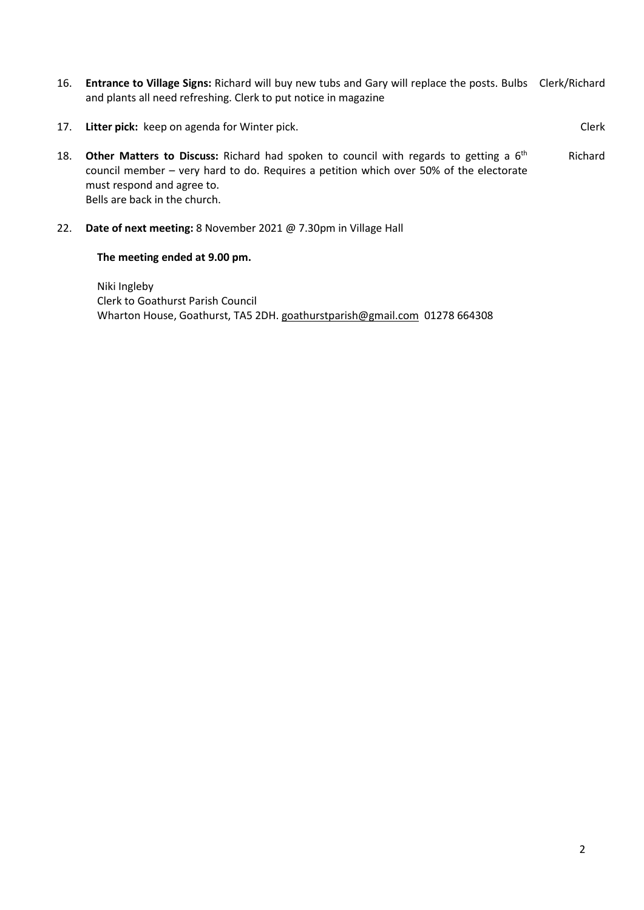16. **Entrance to Village Signs:** Richard will buy new tubs and Gary will replace the posts. Bulbs and plants all need refreshing. Clerk to put notice in magazine — Clerk/Richard

17. **Litter pick:** keep on agenda for Winter pick. — Clerk

18. **Other Matters to Discuss:** Richard had spoken to council with regards to getting a 6th council member – very hard to do. Requires a petition which over 50% of the electorate must respond and agree to. — Richard
    Bells are back in the church.

22. **Date of next meeting:** 8 November 2021 @ 7.30pm in Village Hall

**The meeting ended at 9.00 pm.**

Niki Ingleby
Clerk to Goathurst Parish Council
Wharton House, Goathurst, TA5 2DH. goathurstparish@gmail.com 01278 664308